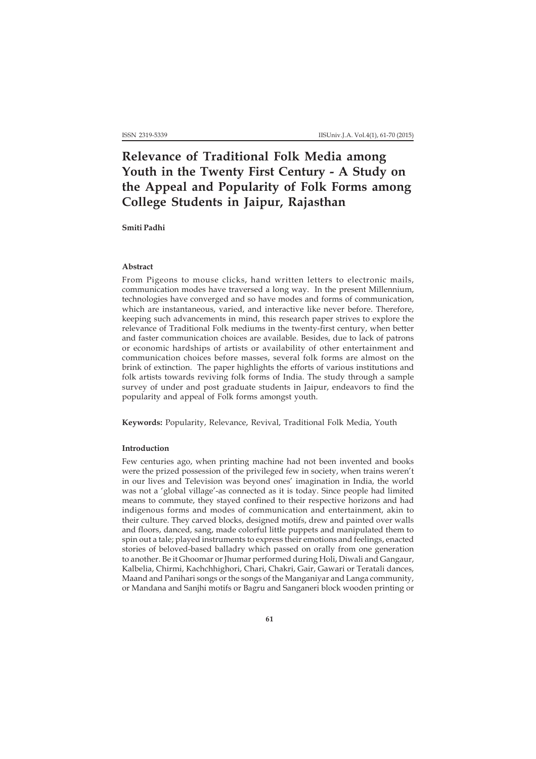# Relevance of Traditional Folk Media among Youth in the Twenty First Century - A Study on the Appeal and Popularity of Folk Forms among College Students in Jaipur, Rajasthan

**Smiti Padhi**

### Abstract

From Pigeons to mouse clicks, hand written letters to electronic mails, communication modes have traversed a long way. In the present Millennium, technologies have converged and so have modes and forms of communication, which are instantaneous, varied, and interactive like never before. Therefore, keeping such advancements in mind, this research paper strives to explore the relevance of Traditional Folk mediums in the twenty-first century, when better and faster communication choices are available. Besides, due to lack of patrons or economic hardships of artists or availability of other entertainment and communication choices before masses, several folk forms are almost on the brink of extinction. The paper highlights the efforts of various institutions and folk artists towards reviving folk forms of India. The study through a sample survey of under and post graduate students in Jaipur, endeavors to find the popularity and appeal of Folk forms amongst youth.

**Keywords:** Popularity, Relevance, Revival, Traditional Folk Media, Youth

### Introduction

Few centuries ago, when printing machine had not been invented and books were the prized possession of the privileged few in society, when trains weren't in our lives and Television was beyond ones' imagination in India, the world was not a 'global village'-as connected as it is today. Since people had limited means to commute, they stayed confined to their respective horizons and had indigenous forms and modes of communication and entertainment, akin to their culture. They carved blocks, designed motifs, drew and painted over walls and floors, danced, sang, made colorful little puppets and manipulated them to spin out a tale; played instruments to express their emotions and feelings, enacted stories of beloved-based balladry which passed on orally from one generation to another. Be it Ghoomar or Jhumar performed during Holi, Diwali and Gangaur, Kalbelia, Chirmi, Kachchhighori, Chari, Chakri, Gair, Gawari or Teratali dances, Maand and Panihari songs or the songs of the Manganiyar and Langa community, or Mandana and Sanjhi motifs or Bagru and Sanganeri block wooden printing or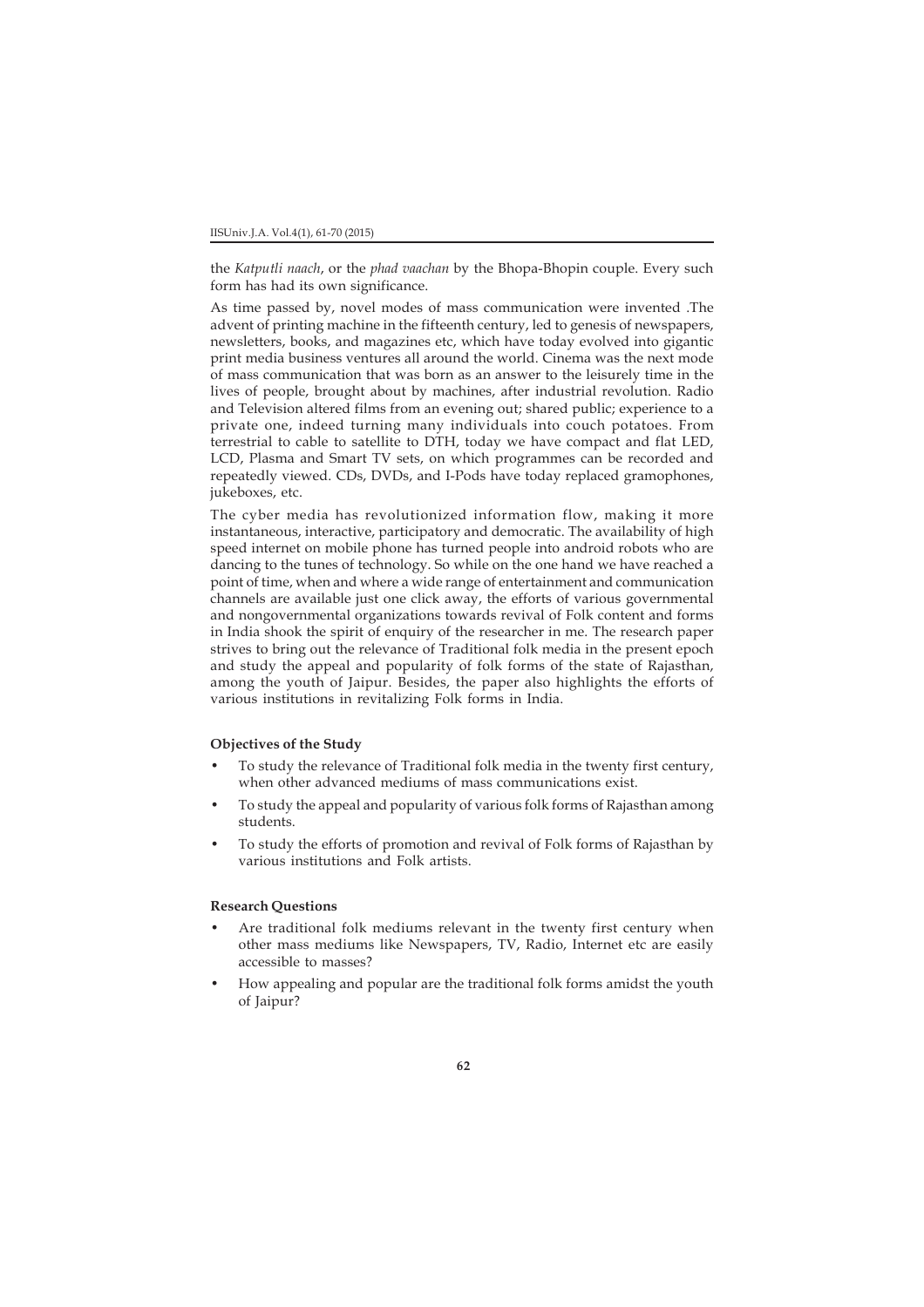the *Katputli naach*, or the *phad vaachan* by the Bhopa-Bhopin couple. Every such form has had its own significance.

As time passed by, novel modes of mass communication were invented .The advent of printing machine in the fifteenth century, led to genesis of newspapers, newsletters, books, and magazines etc, which have today evolved into gigantic print media business ventures all around the world. Cinema was the next mode of mass communication that was born as an answer to the leisurely time in the lives of people, brought about by machines, after industrial revolution. Radio and Television altered films from an evening out; shared public; experience to a private one, indeed turning many individuals into couch potatoes. From terrestrial to cable to satellite to DTH, today we have compact and flat LED, LCD, Plasma and Smart TV sets, on which programmes can be recorded and repeatedly viewed. CDs, DVDs, and I-Pods have today replaced gramophones, jukeboxes, etc.

The cyber media has revolutionized information flow, making it more instantaneous, interactive, participatory and democratic. The availability of high speed internet on mobile phone has turned people into android robots who are dancing to the tunes of technology. So while on the one hand we have reached a point of time, when and where a wide range of entertainment and communication channels are available just one click away, the efforts of various governmental and nongovernmental organizations towards revival of Folk content and forms in India shook the spirit of enquiry of the researcher in me. The research paper strives to bring out the relevance of Traditional folk media in the present epoch and study the appeal and popularity of folk forms of the state of Rajasthan, among the youth of Jaipur. Besides, the paper also highlights the efforts of various institutions in revitalizing Folk forms in India.

**Objectives of the Study**

- To study the relevance of Traditional folk media in the twenty first century, when other advanced mediums of mass communications exist.
- To study the appeal and popularity of various folk forms of Rajasthan among students.
- To study the efforts of promotion and revival of Folk forms of Rajasthan by various institutions and Folk artists.

**Research Questions**

- Are traditional folk mediums relevant in the twenty first century when other mass mediums like Newspapers, TV, Radio, Internet etc are easily accessible to masses?
- How appealing and popular are the traditional folk forms amidst the youth of Jaipur?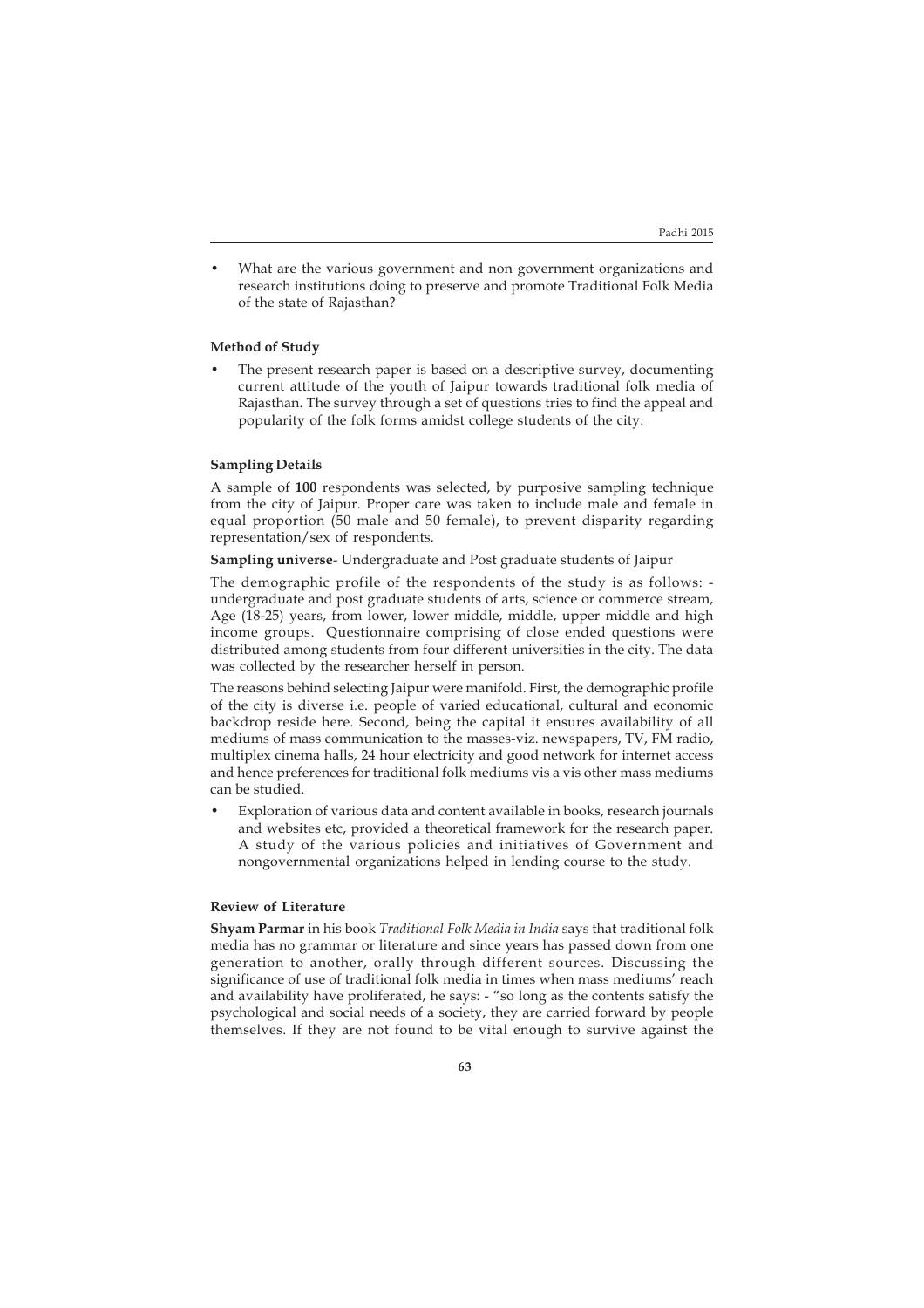- What are the various government and non government organizations and research institutions doing to preserve and promote Traditional Folk Media of the state of Rajasthan?

**Method of Study**

- The present research paper is based on a descriptive survey, documenting current attitude of the youth of Jaipur towards traditional folk media of Rajasthan. The survey through a set of questions tries to find the appeal and popularity of the folk forms amidst college students of the city.

**Sampling Details**

A sample of **100** respondents was selected, by purposive sampling technique from the city of Jaipur. Proper care was taken to include male and female in equal proportion (50 male and 50 female), to prevent disparity regarding representation/sex of respondents.

**Sampling universe**- Undergraduate and Post graduate students of Jaipur

The demographic profile of the respondents of the study is as follows: - undergraduate and post graduate students of arts, science or commerce stream, Age (18-25) years, from lower, lower middle, middle, upper middle and high income groups. Questionnaire comprising of close ended questions were distributed among students from four different universities in the city. The data was collected by the researcher herself in person.

The reasons behind selecting Jaipur were manifold. First, the demographic profile of the city is diverse i.e. people of varied educational, cultural and economic backdrop reside here. Second, being the capital it ensures availability of all mediums of mass communication to the masses-viz. newspapers, TV, FM radio, multiplex cinema halls, 24 hour electricity and good network for internet access and hence preferences for traditional folk mediums vis a vis other mass mediums can be studied.

- Exploration of various data and content available in books, research journals and websites etc, provided a theoretical framework for the research paper. A study of the various policies and initiatives of Government and nongovernmental organizations helped in lending course to the study.

**Review of Literature**

**Shyam Parmar** in his book *Traditional Folk Media in India* says that traditional folk media has no grammar or literature and since years has passed down from one generation to another, orally through different sources. Discussing the significance of use of traditional folk media in times when mass mediums' reach and availability have proliferated, he says: - "so long as the contents satisfy the psychological and social needs of a society, they are carried forward by people themselves. If they are not found to be vital enough to survive against the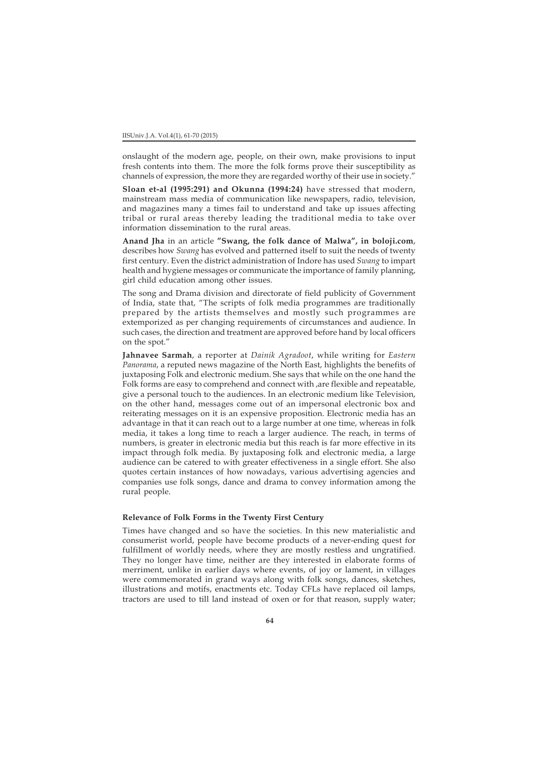onslaught of the modern age, people, on their own, make provisions to input fresh contents into them. The more the folk forms prove their susceptibility as channels of expression, the more they are regarded worthy of their use in society."

**Sloan et-al (1995:291) and Okunna (1994:24)** have stressed that modern, mainstream mass media of communication like newspapers, radio, television, and magazines many a times fail to understand and take up issues affecting tribal or rural areas thereby leading the traditional media to take over information dissemination to the rural areas.

**Anand Jha** in an article **"Swang, the folk dance of Malwa", in boloji.com**, describes how *Swang* has evolved and patterned itself to suit the needs of twenty first century. Even the district administration of Indore has used *Swang* to impart health and hygiene messages or communicate the importance of family planning, girl child education among other issues.

The song and Drama division and directorate of field publicity of Government of India, state that, "The scripts of folk media programmes are traditionally prepared by the artists themselves and mostly such programmes are extemporized as per changing requirements of circumstances and audience. In such cases, the direction and treatment are approved before hand by local officers on the spot."

**Jahnavee Sarmah**, a reporter at *Dainik Agradoot*, while writing for *Eastern Panorama*, a reputed news magazine of the North East, highlights the benefits of juxtaposing Folk and electronic medium. She says that while on the one hand the Folk forms are easy to comprehend and connect with ,are flexible and repeatable, give a personal touch to the audiences. In an electronic medium like Television, on the other hand, messages come out of an impersonal electronic box and reiterating messages on it is an expensive proposition. Electronic media has an advantage in that it can reach out to a large number at one time, whereas in folk media, it takes a long time to reach a larger audience. The reach, in terms of numbers, is greater in electronic media but this reach is far more effective in its impact through folk media. By juxtaposing folk and electronic media, a large audience can be catered to with greater effectiveness in a single effort. She also quotes certain instances of how nowadays, various advertising agencies and companies use folk songs, dance and drama to convey information among the rural people.

**Relevance of Folk Forms in the Twenty First Century**

Times have changed and so have the societies. In this new materialistic and consumerist world, people have become products of a never-ending quest for fulfillment of worldly needs, where they are mostly restless and ungratified. They no longer have time, neither are they interested in elaborate forms of merriment, unlike in earlier days where events, of joy or lament, in villages were commemorated in grand ways along with folk songs, dances, sketches, illustrations and motifs, enactments etc. Today CFLs have replaced oil lamps, tractors are used to till land instead of oxen or for that reason, supply water;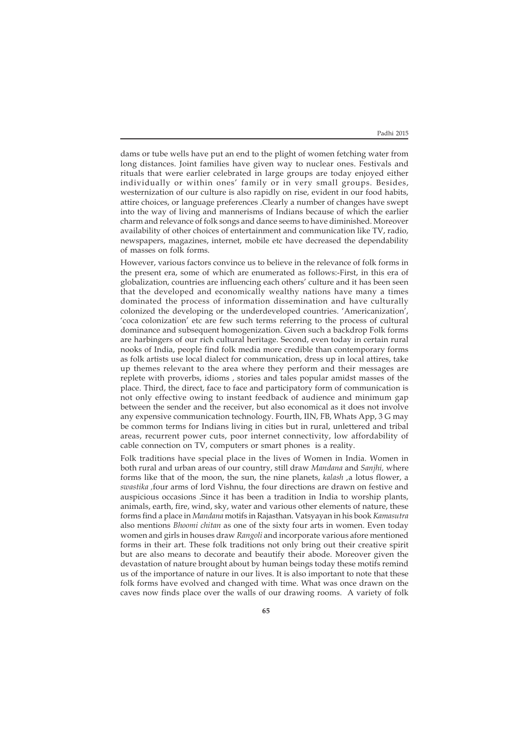dams or tube wells have put an end to the plight of women fetching water from long distances. Joint families have given way to nuclear ones. Festivals and rituals that were earlier celebrated in large groups are today enjoyed either individually or within ones' family or in very small groups. Besides, westernization of our culture is also rapidly on rise, evident in our food habits, attire choices, or language preferences .Clearly a number of changes have swept into the way of living and mannerisms of Indians because of which the earlier charm and relevance of folk songs and dance seems to have diminished. Moreover availability of other choices of entertainment and communication like TV, radio, newspapers, magazines, internet, mobile etc have decreased the dependability of masses on folk forms.

However, various factors convince us to believe in the relevance of folk forms in the present era, some of which are enumerated as follows:-First, in this era of globalization, countries are influencing each others' culture and it has been seen that the developed and economically wealthy nations have many a times dominated the process of information dissemination and have culturally colonized the developing or the underdeveloped countries. 'Americanization', 'coca colonization' etc are few such terms referring to the process of cultural dominance and subsequent homogenization. Given such a backdrop Folk forms are harbingers of our rich cultural heritage. Second, even today in certain rural nooks of India, people find folk media more credible than contemporary forms as folk artists use local dialect for communication, dress up in local attires, take up themes relevant to the area where they perform and their messages are replete with proverbs, idioms , stories and tales popular amidst masses of the place. Third, the direct, face to face and participatory form of communication is not only effective owing to instant feedback of audience and minimum gap between the sender and the receiver, but also economical as it does not involve any expensive communication technology. Fourth, IIN, FB, Whats App, 3 G may be common terms for Indians living in cities but in rural, unlettered and tribal areas, recurrent power cuts, poor internet connectivity, low affordability of cable connection on TV, computers or smart phones is a reality.

Folk traditions have special place in the lives of Women in India. Women in both rural and urban areas of our country, still draw *Mandana* and *Sanjhi,* where forms like that of the moon, the sun, the nine planets, *kalash* ,a lotus flower, a *swastika* ,four arms of lord Vishnu, the four directions are drawn on festive and auspicious occasions .Since it has been a tradition in India to worship plants, animals, earth, fire, wind, sky, water and various other elements of nature, these forms find a place in *Mandana* motifs in Rajasthan. Vatsyayan in his book *Kamasutra* also mentions *Bhoomi chitan* as one of the sixty four arts in women. Even today women and girls in houses draw *Rangoli* and incorporate various afore mentioned forms in their art. These folk traditions not only bring out their creative spirit but are also means to decorate and beautify their abode. Moreover given the devastation of nature brought about by human beings today these motifs remind us of the importance of nature in our lives. It is also important to note that these folk forms have evolved and changed with time. What was once drawn on the caves now finds place over the walls of our drawing rooms. A variety of folk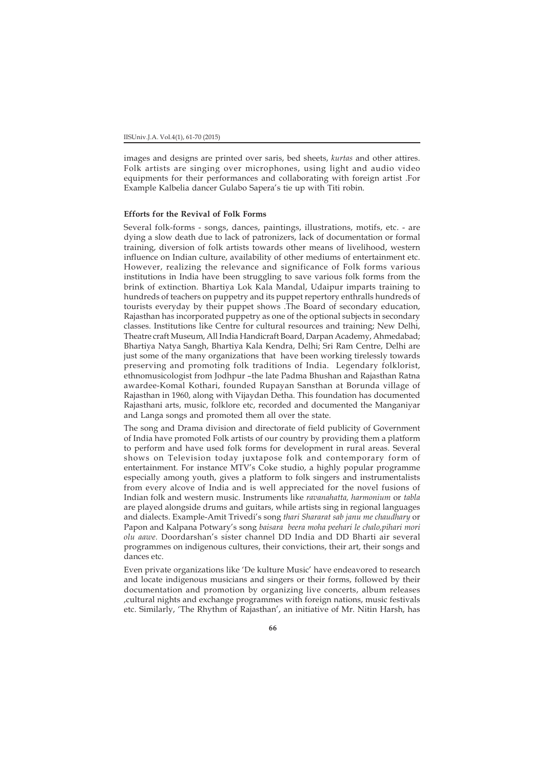images and designs are printed over saris, bed sheets, *kurtas* and other attires. Folk artists are singing over microphones, using light and audio video equipments for their performances and collaborating with foreign artist .For Example Kalbelia dancer Gulabo Sapera's tie up with Titi robin.

**Efforts for the Revival of Folk Forms**

Several folk-forms - songs, dances, paintings, illustrations, motifs, etc. - are dying a slow death due to lack of patronizers, lack of documentation or formal training, diversion of folk artists towards other means of livelihood, western influence on Indian culture, availability of other mediums of entertainment etc. However, realizing the relevance and significance of Folk forms various institutions in India have been struggling to save various folk forms from the brink of extinction. Bhartiya Lok Kala Mandal, Udaipur imparts training to hundreds of teachers on puppetry and its puppet repertory enthralls hundreds of tourists everyday by their puppet shows .The Board of secondary education, Rajasthan has incorporated puppetry as one of the optional subjects in secondary classes. Institutions like Centre for cultural resources and training; New Delhi, Theatre craft Museum, All India Handicraft Board, Darpan Academy, Ahmedabad; Bhartiya Natya Sangh, Bhartiya Kala Kendra, Delhi; Sri Ram Centre, Delhi are just some of the many organizations that have been working tirelessly towards preserving and promoting folk traditions of India. Legendary folklorist, ethnomusicologist from Jodhpur –the late Padma Bhushan and Rajasthan Ratna awardee-Komal Kothari, founded Rupayan Sansthan at Borunda village of Rajasthan in 1960, along with Vijaydan Detha. This foundation has documented Rajasthani arts, music, folklore etc, recorded and documented the Manganiyar and Langa songs and promoted them all over the state.

The song and Drama division and directorate of field publicity of Government of India have promoted Folk artists of our country by providing them a platform to perform and have used folk forms for development in rural areas. Several shows on Television today juxtapose folk and contemporary form of entertainment. For instance MTV's Coke studio, a highly popular programme especially among youth, gives a platform to folk singers and instrumentalists from every alcove of India and is well appreciated for the novel fusions of Indian folk and western music. Instruments like *ravanahatta, harmonium* or *tabla* are played alongside drums and guitars, while artists sing in regional languages and dialects. Example-Amit Trivedi's song *thari Shararat sab janu me chaudhary* or Papon and Kalpana Potwary's song *baisara beera moha peehari le chalo,pihari mori olu aawe*. Doordarshan's sister channel DD India and DD Bharti air several programmes on indigenous cultures, their convictions, their art, their songs and dances etc.

Even private organizations like 'De kulture Music' have endeavored to research and locate indigenous musicians and singers or their forms, followed by their documentation and promotion by organizing live concerts, album releases ,cultural nights and exchange programmes with foreign nations, music festivals etc. Similarly, 'The Rhythm of Rajasthan', an initiative of Mr. Nitin Harsh, has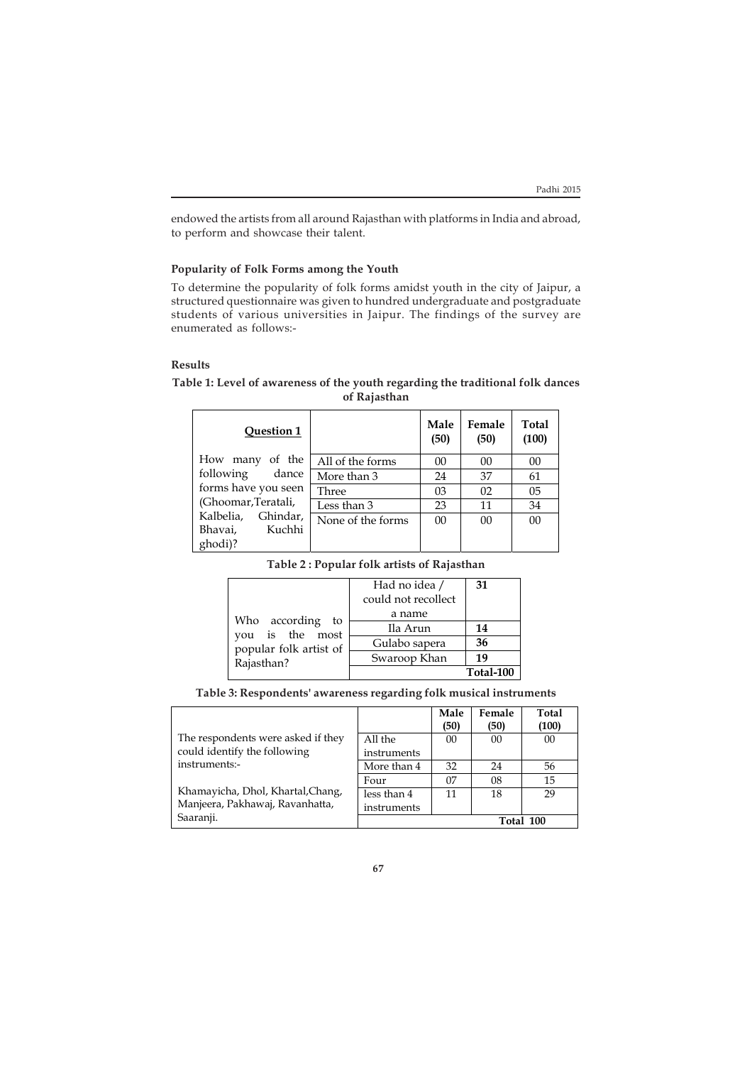endowed the artists from all around Rajasthan with platforms in India and abroad, to perform and showcase their talent.

### Popularity of Folk Forms among the Youth

To determine the popularity of folk forms amidst youth in the city of Jaipur, a structured questionnaire was given to hundred undergraduate and postgraduate students of various universities in Jaipur. The findings of the survey are enumerated as follows:-

### Results

**Table 1: Level of awareness of the youth regarding the traditional folk dances of Rajasthan**

| Question 1 | | Male (50) | Female (50) | Total (100) |
|---|---|---|---|---|
| How many of the following dance forms have you seen (Ghoomar,Teratali, Kalbelia, Ghindar, Bhavai, Kuchhi ghodi)? | All of the forms | 00 | 00 | 00 |
| | More than 3 | 24 | 37 | 61 |
| | Three | 03 | 02 | 05 |
| | Less than 3 | 23 | 11 | 34 |
| | None of the forms | 00 | 00 | 00 |

**Table 2 : Popular folk artists of Rajasthan**

| | | |
|---|---|---|
| Who according to you is the most popular folk artist of Rajasthan? | Had no idea / could not recollect a name | **31** |
| | Ila Arun | **14** |
| | Gulabo sapera | **36** |
| | Swaroop Khan | **19** |
| | | **Total-100** |

**Table 3: Respondents' awareness regarding folk musical instruments**

| | | Male (50) | Female (50) | Total (100) |
|---|---|---|---|---|
| The respondents were asked if they could identify the following instruments:- Khamayicha, Dhol, Khartal,Chang, Manjeera, Pakhawaj, Ravanhatta, Saaranji. | All the instruments | 00 | 00 | 00 |
| | More than 4 | 32 | 24 | 56 |
| | Four | 07 | 08 | 15 |
| | less than 4 instruments | 11 | 18 | 29 |
| | | | | Total 100 |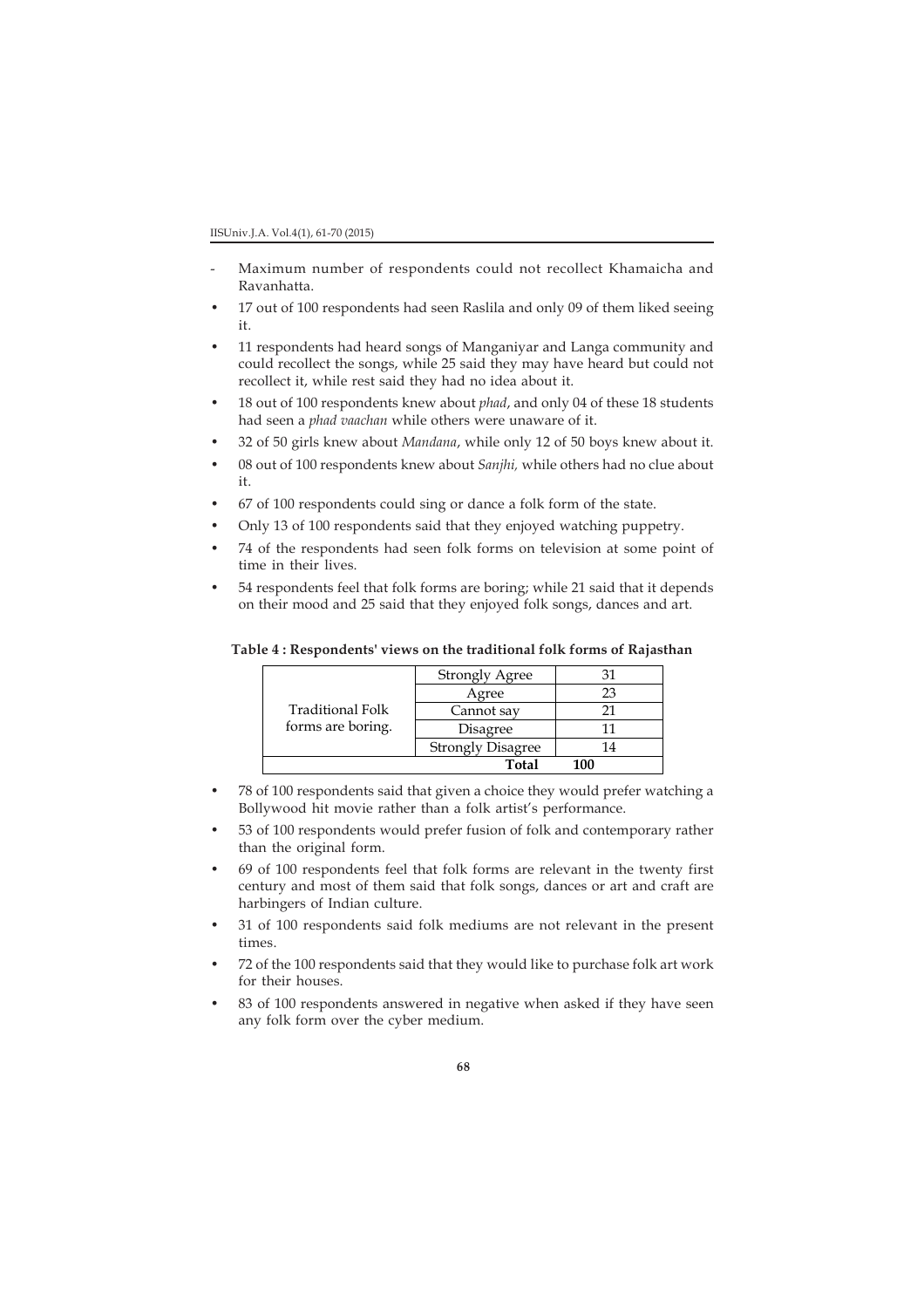- Maximum number of respondents could not recollect Khamaicha and Ravanhatta.

- 17 out of 100 respondents had seen Raslila and only 09 of them liked seeing it.
- 11 respondents had heard songs of Manganiyar and Langa community and could recollect the songs, while 25 said they may have heard but could not recollect it, while rest said they had no idea about it.
- 18 out of 100 respondents knew about *phad*, and only 04 of these 18 students had seen a *phad vaachan* while others were unaware of it.
- 32 of 50 girls knew about *Mandana*, while only 12 of 50 boys knew about it.
- 08 out of 100 respondents knew about *Sanjhi,* while others had no clue about it.
- 67 of 100 respondents could sing or dance a folk form of the state.
- Only 13 of 100 respondents said that they enjoyed watching puppetry.
- 74 of the respondents had seen folk forms on television at some point of time in their lives.
- 54 respondents feel that folk forms are boring; while 21 said that it depends on their mood and 25 said that they enjoyed folk songs, dances and art.

**Table 4 : Respondents' views on the traditional folk forms of Rajasthan**

| | | |
|---|---|---|
| Traditional Folk forms are boring. | Strongly Agree | 31 |
| | Agree | 23 |
| | Cannot say | 21 |
| | Disagree | 11 |
| | Strongly Disagree | 14 |
| | **Total** | **100** |

- 78 of 100 respondents said that given a choice they would prefer watching a Bollywood hit movie rather than a folk artist's performance.
- 53 of 100 respondents would prefer fusion of folk and contemporary rather than the original form.
- 69 of 100 respondents feel that folk forms are relevant in the twenty first century and most of them said that folk songs, dances or art and craft are harbingers of Indian culture.
- 31 of 100 respondents said folk mediums are not relevant in the present times.
- 72 of the 100 respondents said that they would like to purchase folk art work for their houses.
- 83 of 100 respondents answered in negative when asked if they have seen any folk form over the cyber medium.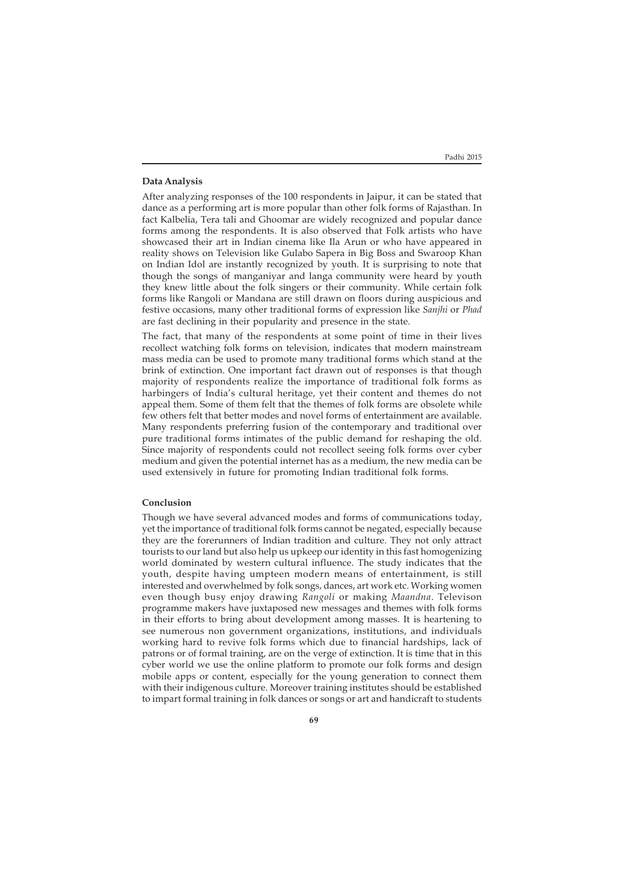## Data Analysis

After analyzing responses of the 100 respondents in Jaipur, it can be stated that dance as a performing art is more popular than other folk forms of Rajasthan. In fact Kalbelia, Tera tali and Ghoomar are widely recognized and popular dance forms among the respondents. It is also observed that Folk artists who have showcased their art in Indian cinema like Ila Arun or who have appeared in reality shows on Television like Gulabo Sapera in Big Boss and Swaroop Khan on Indian Idol are instantly recognized by youth. It is surprising to note that though the songs of manganiyar and langa community were heard by youth they knew little about the folk singers or their community. While certain folk forms like Rangoli or Mandana are still drawn on floors during auspicious and festive occasions, many other traditional forms of expression like *Sanjhi* or *Phad* are fast declining in their popularity and presence in the state.

The fact, that many of the respondents at some point of time in their lives recollect watching folk forms on television, indicates that modern mainstream mass media can be used to promote many traditional forms which stand at the brink of extinction. One important fact drawn out of responses is that though majority of respondents realize the importance of traditional folk forms as harbingers of India's cultural heritage, yet their content and themes do not appeal them. Some of them felt that the themes of folk forms are obsolete while few others felt that better modes and novel forms of entertainment are available. Many respondents preferring fusion of the contemporary and traditional over pure traditional forms intimates of the public demand for reshaping the old. Since majority of respondents could not recollect seeing folk forms over cyber medium and given the potential internet has as a medium, the new media can be used extensively in future for promoting Indian traditional folk forms.

## Conclusion

Though we have several advanced modes and forms of communications today, yet the importance of traditional folk forms cannot be negated, especially because they are the forerunners of Indian tradition and culture. They not only attract tourists to our land but also help us upkeep our identity in this fast homogenizing world dominated by western cultural influence. The study indicates that the youth, despite having umpteen modern means of entertainment, is still interested and overwhelmed by folk songs, dances, art work etc. Working women even though busy enjoy drawing *Rangoli* or making *Maandna*. Televison programme makers have juxtaposed new messages and themes with folk forms in their efforts to bring about development among masses. It is heartening to see numerous non government organizations, institutions, and individuals working hard to revive folk forms which due to financial hardships, lack of patrons or of formal training, are on the verge of extinction. It is time that in this cyber world we use the online platform to promote our folk forms and design mobile apps or content, especially for the young generation to connect them with their indigenous culture. Moreover training institutes should be established to impart formal training in folk dances or songs or art and handicraft to students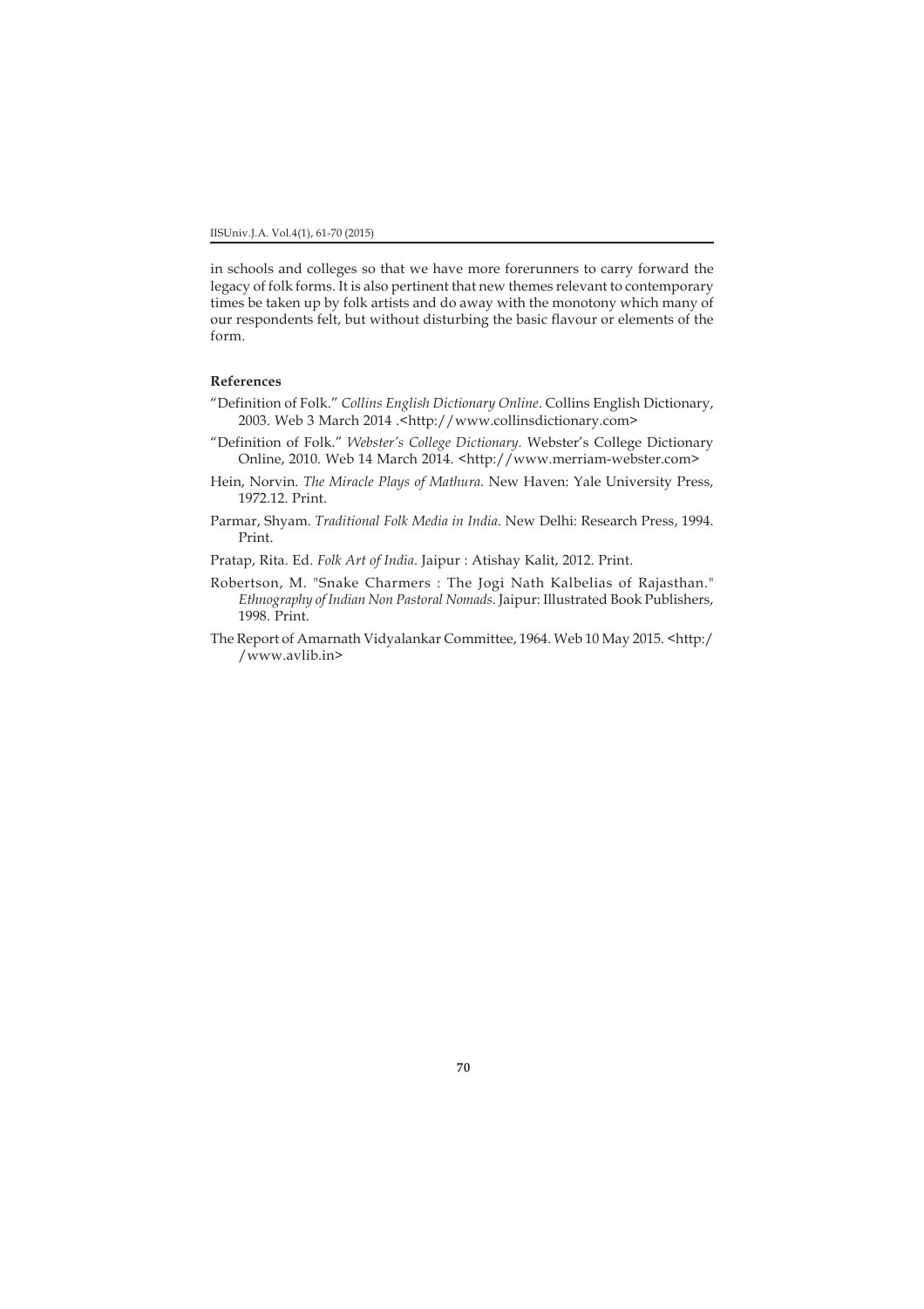in schools and colleges so that we have more forerunners to carry forward the legacy of folk forms. It is also pertinent that new themes relevant to contemporary times be taken up by folk artists and do away with the monotony which many of our respondents felt, but without disturbing the basic flavour or elements of the form.

**References**

"Definition of Folk." *Collins English Dictionary Online*. Collins English Dictionary, 2003. Web 3 March 2014 .<http://www.collinsdictionary.com>

"Definition of Folk." *Webster's College Dictionary.* Webster's College Dictionary Online, 2010. Web 14 March 2014. <http://www.merriam-webster.com>

Hein, Norvin. *The Miracle Plays of Mathura*. New Haven: Yale University Press, 1972.12. Print.

Parmar, Shyam. *Traditional Folk Media in India*. New Delhi: Research Press, 1994. Print.

Pratap, Rita. Ed. *Folk Art of India*. Jaipur : Atishay Kalit, 2012. Print.

Robertson, M. "Snake Charmers : The Jogi Nath Kalbelias of Rajasthan." *Ethnography of Indian Non Pastoral Nomads.* Jaipur: Illustrated Book Publishers, 1998. Print.

The Report of Amarnath Vidyalankar Committee, 1964. Web 10 May 2015. <http://www.avlib.in>